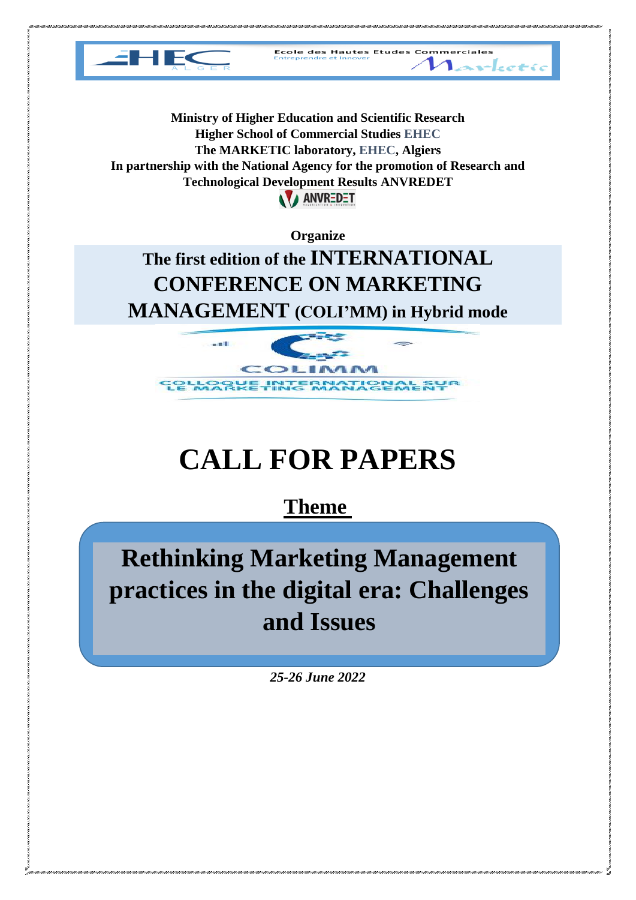**Ministry of Higher Education and Scientific Research**
**Higher School of Commercial Studies EHEC**
**The MARKETIC laboratory, EHEC, Algiers**
**In partnership with the National Agency for the promotion of Research and Technological Development Results ANVREDET**

**Organize**

## The first edition of the INTERNATIONAL CONFERENCE ON MARKETING MANAGEMENT (COLI'MM) in Hybrid mode

# CALL FOR PAPERS

## Theme

## Rethinking Marketing Management practices in the digital era: Challenges and Issues

***25-26 June 2022***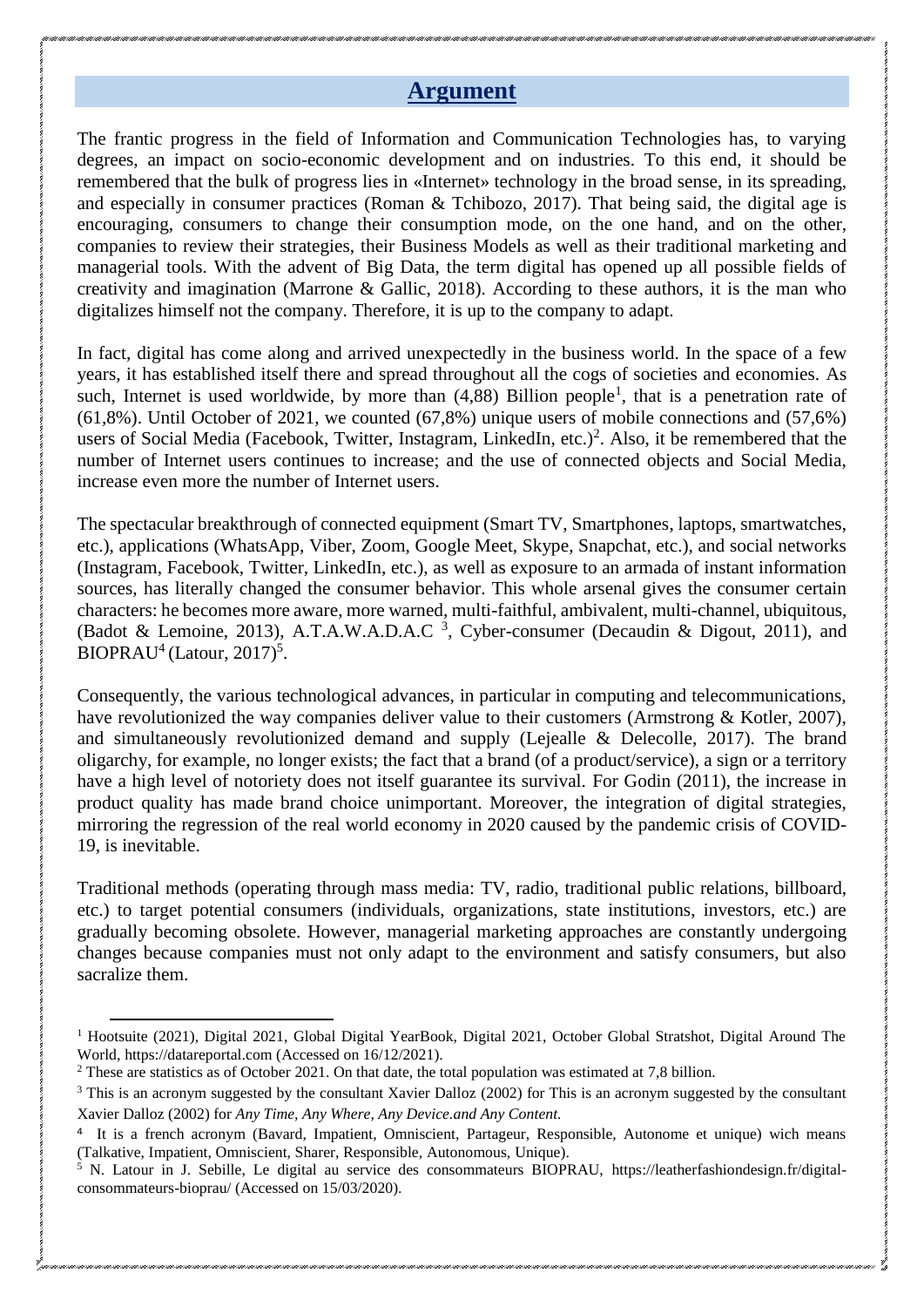## Argument

The frantic progress in the field of Information and Communication Technologies has, to varying degrees, an impact on socio-economic development and on industries. To this end, it should be remembered that the bulk of progress lies in «Internet» technology in the broad sense, in its spreading, and especially in consumer practices (Roman & Tchibozo, 2017). That being said, the digital age is encouraging, consumers to change their consumption mode, on the one hand, and on the other, companies to review their strategies, their Business Models as well as their traditional marketing and managerial tools. With the advent of Big Data, the term digital has opened up all possible fields of creativity and imagination (Marrone & Gallic, 2018). According to these authors, it is the man who digitalizes himself not the company. Therefore, it is up to the company to adapt.

In fact, digital has come along and arrived unexpectedly in the business world. In the space of a few years, it has established itself there and spread throughout all the cogs of societies and economies. As such, Internet is used worldwide, by more than (4,88) Billion people[1], that is a penetration rate of (61,8%). Until October of 2021, we counted (67,8%) unique users of mobile connections and (57,6%) users of Social Media (Facebook, Twitter, Instagram, LinkedIn, etc.)[2]. Also, it be remembered that the number of Internet users continues to increase; and the use of connected objects and Social Media, increase even more the number of Internet users.

The spectacular breakthrough of connected equipment (Smart TV, Smartphones, laptops, smartwatches, etc.), applications (WhatsApp, Viber, Zoom, Google Meet, Skype, Snapchat, etc.), and social networks (Instagram, Facebook, Twitter, LinkedIn, etc.), as well as exposure to an armada of instant information sources, has literally changed the consumer behavior. This whole arsenal gives the consumer certain characters: he becomes more aware, more warned, multi-faithful, ambivalent, multi-channel, ubiquitous, (Badot & Lemoine, 2013), A.T.A.W.A.D.A.C [3], Cyber-consumer (Decaudin & Digout, 2011), and BIOPRAU[4] (Latour, 2017)[5].

Consequently, the various technological advances, in particular in computing and telecommunications, have revolutionized the way companies deliver value to their customers (Armstrong & Kotler, 2007), and simultaneously revolutionized demand and supply (Lejealle & Delecolle, 2017). The brand oligarchy, for example, no longer exists; the fact that a brand (of a product/service), a sign or a territory have a high level of notoriety does not itself guarantee its survival. For Godin (2011), the increase in product quality has made brand choice unimportant. Moreover, the integration of digital strategies, mirroring the regression of the real world economy in 2020 caused by the pandemic crisis of COVID-19, is inevitable.

Traditional methods (operating through mass media: TV, radio, traditional public relations, billboard, etc.) to target potential consumers (individuals, organizations, state institutions, investors, etc.) are gradually becoming obsolete. However, managerial marketing approaches are constantly undergoing changes because companies must not only adapt to the environment and satisfy consumers, but also sacralize them.

---

[1] Hootsuite (2021), Digital 2021, Global Digital YearBook, Digital 2021, October Global Stratshot, Digital Around The World, https://datareportal.com (Accessed on 16/12/2021).

[2] These are statistics as of October 2021. On that date, the total population was estimated at 7,8 billion.

[3] This is an acronym suggested by the consultant Xavier Dalloz (2002) for This is an acronym suggested by the consultant Xavier Dalloz (2002) for *Any Time, Any Where, Any Device.and Any Content.*

[4] It is a french acronym (Bavard, Impatient, Omniscient, Partageur, Responsible, Autonome et unique) wich means (Talkative, Impatient, Omniscient, Sharer, Responsible, Autonomous, Unique).

[5] N. Latour in J. Sebille, Le digital au service des consommateurs BIOPRAU, https://leatherfashiondesign.fr/digital-consommateurs-bioprau/ (Accessed on 15/03/2020).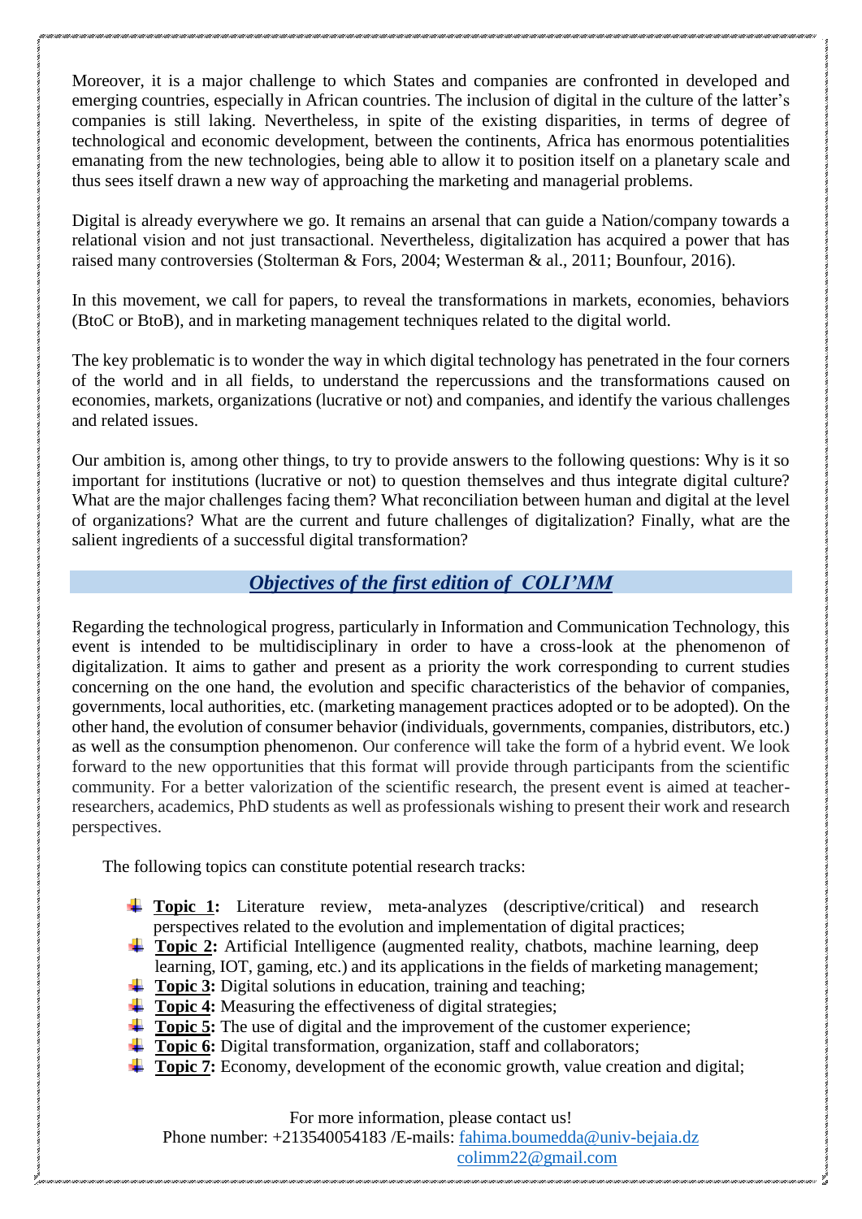Moreover, it is a major challenge to which States and companies are confronted in developed and emerging countries, especially in African countries. The inclusion of digital in the culture of the latter's companies is still laking. Nevertheless, in spite of the existing disparities, in terms of degree of technological and economic development, between the continents, Africa has enormous potentialities emanating from the new technologies, being able to allow it to position itself on a planetary scale and thus sees itself drawn a new way of approaching the marketing and managerial problems.

Digital is already everywhere we go. It remains an arsenal that can guide a Nation/company towards a relational vision and not just transactional. Nevertheless, digitalization has acquired a power that has raised many controversies (Stolterman & Fors, 2004; Westerman & al., 2011; Bounfour, 2016).

In this movement, we call for papers, to reveal the transformations in markets, economies, behaviors (BtoC or BtoB), and in marketing management techniques related to the digital world.

The key problematic is to wonder the way in which digital technology has penetrated in the four corners of the world and in all fields, to understand the repercussions and the transformations caused on economies, markets, organizations (lucrative or not) and companies, and identify the various challenges and related issues.

Our ambition is, among other things, to try to provide answers to the following questions: Why is it so important for institutions (lucrative or not) to question themselves and thus integrate digital culture? What are the major challenges facing them? What reconciliation between human and digital at the level of organizations? What are the current and future challenges of digitalization? Finally, what are the salient ingredients of a successful digital transformation?

## ***Objectives of the first edition of COLI'MM***

Regarding the technological progress, particularly in Information and Communication Technology, this event is intended to be multidisciplinary in order to have a cross-look at the phenomenon of digitalization. It aims to gather and present as a priority the work corresponding to current studies concerning on the one hand, the evolution and specific characteristics of the behavior of companies, governments, local authorities, etc. (marketing management practices adopted or to be adopted). On the other hand, the evolution of consumer behavior (individuals, governments, companies, distributors, etc.) as well as the consumption phenomenon. Our conference will take the form of a hybrid event. We look forward to the new opportunities that this format will provide through participants from the scientific community. For a better valorization of the scientific research, the present event is aimed at teacher-researchers, academics, PhD students as well as professionals wishing to present their work and research perspectives.

The following topics can constitute potential research tracks:

- **Topic 1:** Literature review, meta-analyzes (descriptive/critical) and research perspectives related to the evolution and implementation of digital practices;
- **Topic 2:** Artificial Intelligence (augmented reality, chatbots, machine learning, deep learning, IOT, gaming, etc.) and its applications in the fields of marketing management;
- **Topic 3:** Digital solutions in education, training and teaching;
- **Topic 4:** Measuring the effectiveness of digital strategies;
- **Topic 5:** The use of digital and the improvement of the customer experience;
- **Topic 6:** Digital transformation, organization, staff and collaborators;
- **Topic 7:** Economy, development of the economic growth, value creation and digital;

For more information, please contact us!
Phone number: +213540054183 /E-mails: fahima.boumedda@univ-bejaia.dz
colimm22@gmail.com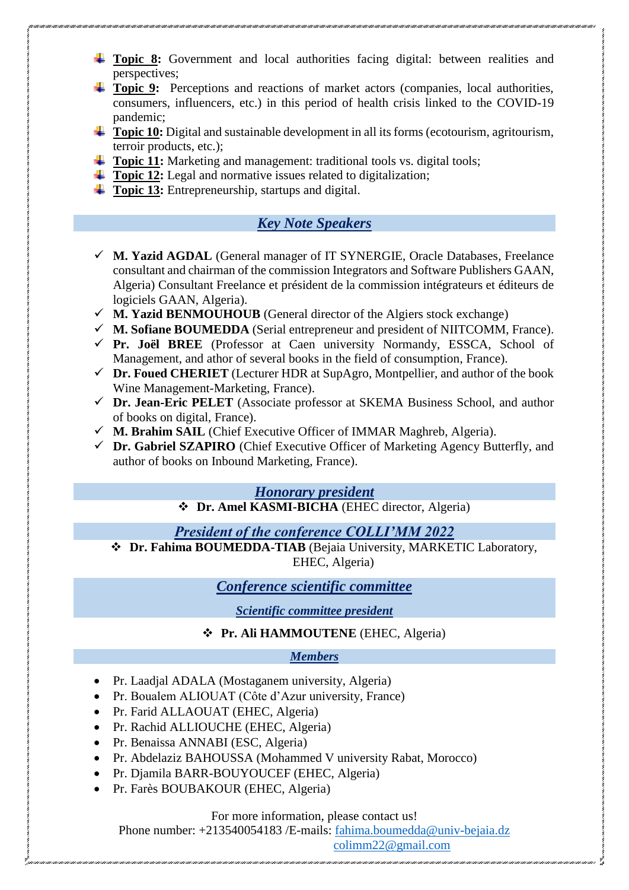- **Topic 8:** Government and local authorities facing digital: between realities and perspectives;
- **Topic 9:** Perceptions and reactions of market actors (companies, local authorities, consumers, influencers, etc.) in this period of health crisis linked to the COVID-19 pandemic;
- **Topic 10:** Digital and sustainable development in all its forms (ecotourism, agritourism, terroir products, etc.);
- **Topic 11:** Marketing and management: traditional tools vs. digital tools;
- **Topic 12:** Legal and normative issues related to digitalization;
- **Topic 13:** Entrepreneurship, startups and digital.

## *Key Note Speakers*

- ✓ **M. Yazid AGDAL** (General manager of IT SYNERGIE, Oracle Databases, Freelance consultant and chairman of the commission Integrators and Software Publishers GAAN, Algeria) Consultant Freelance et président de la commission intégrateurs et éditeurs de logiciels GAAN, Algeria).
- ✓ **M. Yazid BENMOUHOUB** (General director of the Algiers stock exchange)
- ✓ **M. Sofiane BOUMEDDA** (Serial entrepreneur and president of NIITCOMM, France).
- ✓ **Pr. Joël BREE** (Professor at Caen university Normandy, ESSCA, School of Management, and athor of several books in the field of consumption, France).
- ✓ **Dr. Foued CHERIET** (Lecturer HDR at SupAgro, Montpellier, and author of the book Wine Management-Marketing, France).
- ✓ **Dr. Jean-Eric PELET** (Associate professor at SKEMA Business School, and author of books on digital, France).
- ✓ **M. Brahim SAIL** (Chief Executive Officer of IMMAR Maghreb, Algeria).
- ✓ **Dr. Gabriel SZAPIRO** (Chief Executive Officer of Marketing Agency Butterfly, and author of books on Inbound Marketing, France).

## *Honorary president*

- ❖ **Dr. Amel KASMI-BICHA** (EHEC director, Algeria)

## *President of the conference COLLI'MM 2022*

- ❖ **Dr. Fahima BOUMEDDA-TIAB** (Bejaia University, MARKETIC Laboratory, EHEC, Algeria)

## *Conference scientific committee*

### *Scientific committee president*

- ❖ **Pr. Ali HAMMOUTENE** (EHEC, Algeria)

### *Members*

- Pr. Laadjal ADALA (Mostaganem university, Algeria)
- Pr. Boualem ALIOUAT (Côte d'Azur university, France)
- Pr. Farid ALLAOUAT (EHEC, Algeria)
- Pr. Rachid ALLIOUCHE (EHEC, Algeria)
- Pr. Benaissa ANNABI (ESC, Algeria)
- Pr. Abdelaziz BAHOUSSA (Mohammed V university Rabat, Morocco)
- Pr. Djamila BARR-BOUYOUCEF (EHEC, Algeria)
- Pr. Farès BOUBAKOUR (EHEC, Algeria)

For more information, please contact us!
Phone number: +213540054183 /E-mails: fahima.boumedda@univ-bejaia.dz
colimm22@gmail.com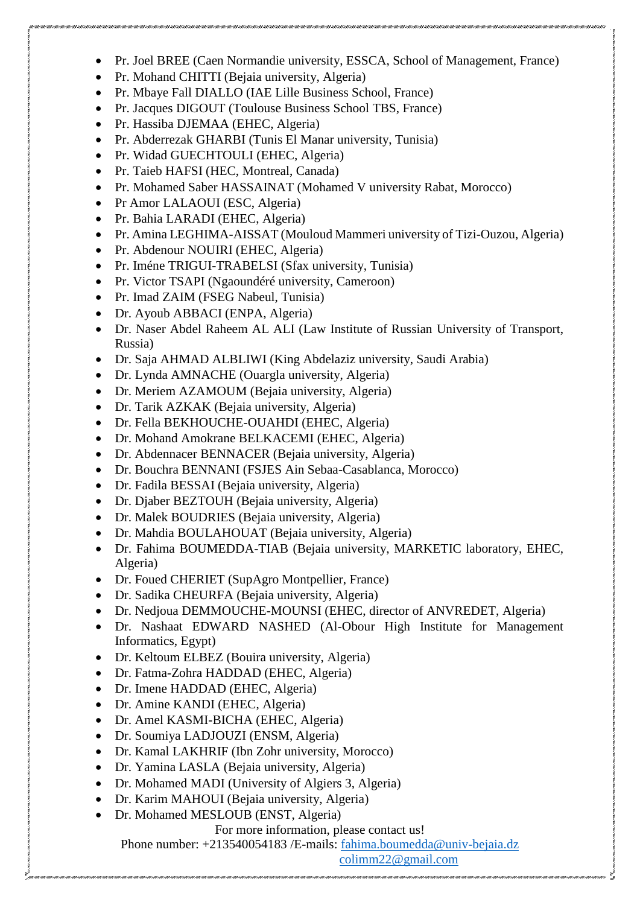- Pr. Joel BREE (Caen Normandie university, ESSCA, School of Management, France)
- Pr. Mohand CHITTI (Bejaia university, Algeria)
- Pr. Mbaye Fall DIALLO (IAE Lille Business School, France)
- Pr. Jacques DIGOUT (Toulouse Business School TBS, France)
- Pr. Hassiba DJEMAA (EHEC, Algeria)
- Pr. Abderrezak GHARBI (Tunis El Manar university, Tunisia)
- Pr. Widad GUECHTOULI (EHEC, Algeria)
- Pr. Taieb HAFSI (HEC, Montreal, Canada)
- Pr. Mohamed Saber HASSAINAT (Mohamed V university Rabat, Morocco)
- Pr Amor LALAOUI (ESC, Algeria)
- Pr. Bahia LARADI (EHEC, Algeria)
- Pr. Amina LEGHIMA-AISSAT (Mouloud Mammeri university of Tizi-Ouzou, Algeria)
- Pr. Abdenour NOUIRI (EHEC, Algeria)
- Pr. Iméne TRIGUI-TRABELSI (Sfax university, Tunisia)
- Pr. Victor TSAPI (Ngaoundéré university, Cameroon)
- Pr. Imad ZAIM (FSEG Nabeul, Tunisia)
- Dr. Ayoub ABBACI (ENPA, Algeria)
- Dr. Naser Abdel Raheem AL ALI (Law Institute of Russian University of Transport, Russia)
- Dr. Saja AHMAD ALBLIWI (King Abdelaziz university, Saudi Arabia)
- Dr. Lynda AMNACHE (Ouargla university, Algeria)
- Dr. Meriem AZAMOUM (Bejaia university, Algeria)
- Dr. Tarik AZKAK (Bejaia university, Algeria)
- Dr. Fella BEKHOUCHE-OUAHDI (EHEC, Algeria)
- Dr. Mohand Amokrane BELKACEMI (EHEC, Algeria)
- Dr. Abdennacer BENNACER (Bejaia university, Algeria)
- Dr. Bouchra BENNANI (FSJES Ain Sebaa-Casablanca, Morocco)
- Dr. Fadila BESSAI (Bejaia university, Algeria)
- Dr. Djaber BEZTOUH (Bejaia university, Algeria)
- Dr. Malek BOUDRIES (Bejaia university, Algeria)
- Dr. Mahdia BOULAHOUAT (Bejaia university, Algeria)
- Dr. Fahima BOUMEDDA-TIAB (Bejaia university, MARKETIC laboratory, EHEC, Algeria)
- Dr. Foued CHERIET (SupAgro Montpellier, France)
- Dr. Sadika CHEURFA (Bejaia university, Algeria)
- Dr. Nedjoua DEMMOUCHE-MOUNSI (EHEC, director of ANVREDET, Algeria)
- Dr. Nashaat EDWARD NASHED (Al-Obour High Institute for Management Informatics, Egypt)
- Dr. Keltoum ELBEZ (Bouira university, Algeria)
- Dr. Fatma-Zohra HADDAD (EHEC, Algeria)
- Dr. Imene HADDAD (EHEC, Algeria)
- Dr. Amine KANDI (EHEC, Algeria)
- Dr. Amel KASMI-BICHA (EHEC, Algeria)
- Dr. Soumiya LADJOUZI (ENSM, Algeria)
- Dr. Kamal LAKHRIF (Ibn Zohr university, Morocco)
- Dr. Yamina LASLA (Bejaia university, Algeria)
- Dr. Mohamed MADI (University of Algiers 3, Algeria)
- Dr. Karim MAHOUI (Bejaia university, Algeria)
- Dr. Mohamed MESLOUB (ENST, Algeria)

For more information, please contact us!

Phone number: +213540054183 /E-mails: fahima.boumedda@univ-bejaia.dz
colimm22@gmail.com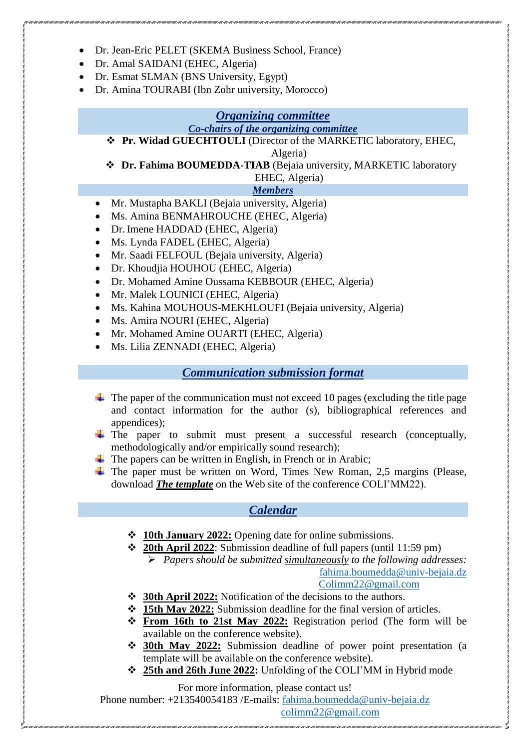- Dr. Jean-Eric PELET (SKEMA Business School, France)
- Dr. Amal SAIDANI (EHEC, Algeria)
- Dr. Esmat SLMAN (BNS University, Egypt)
- Dr. Amina TOURABI (Ibn Zohr university, Morocco)

## Organizing committee

### Co-chairs of the organizing committee

- **Pr. Widad GUECHTOULI** (Director of the MARKETIC laboratory, EHEC, Algeria)
- **Dr. Fahima BOUMEDDA-TIAB** (Bejaia university, MARKETIC laboratory EHEC, Algeria)

### Members

- Mr. Mustapha BAKLI (Bejaia university, Algeria)
- Ms. Amina BENMAHROUCHE (EHEC, Algeria)
- Dr. Imene HADDAD (EHEC, Algeria)
- Ms. Lynda FADEL (EHEC, Algeria)
- Mr. Saadi FELFOUL (Bejaia university, Algeria)
- Dr. Khoudjia HOUHOU (EHEC, Algeria)
- Dr. Mohamed Amine Oussama KEBBOUR (EHEC, Algeria)
- Mr. Malek LOUNICI (EHEC, Algeria)
- Ms. Kahina MOUHOUS-MEKHLOUFI (Bejaia university, Algeria)
- Ms. Amira NOURI (EHEC, Algeria)
- Mr. Mohamed Amine OUARTI (EHEC, Algeria)
- Ms. Lilia ZENNADI (EHEC, Algeria)

## Communication submission format

- The paper of the communication must not exceed 10 pages (excluding the title page and contact information for the author (s), bibliographical references and appendices);
- The paper to submit must present a successful research (conceptually, methodologically and/or empirically sound research);
- The papers can be written in English, in French or in Arabic;
- The paper must be written on Word, Times New Roman, 2,5 margins (Please, download ***The template*** on the Web site of the conference COLI'MM22).

## Calendar

- **10th January 2022:** Opening date for online submissions.
- **20th April 2022**: Submission deadline of full papers (until 11:59 pm)
  - *Papers should be submitted simultaneously to the following addresses:* fahima.boumedda@univ-bejaia.dz Colimm22@gmail.com
- **30th April 2022:** Notification of the decisions to the authors.
- **15th May 2022:** Submission deadline for the final version of articles.
- **From 16th to 21st May 2022:** Registration period (The form will be available on the conference website).
- **30th May 2022:** Submission deadline of power point presentation (a template will be available on the conference website).
- **25th and 26th June 2022:** Unfolding of the COLI'MM in Hybrid mode

For more information, please contact us!
Phone number: +213540054183 /E-mails: fahima.boumedda@univ-bejaia.dz colimm22@gmail.com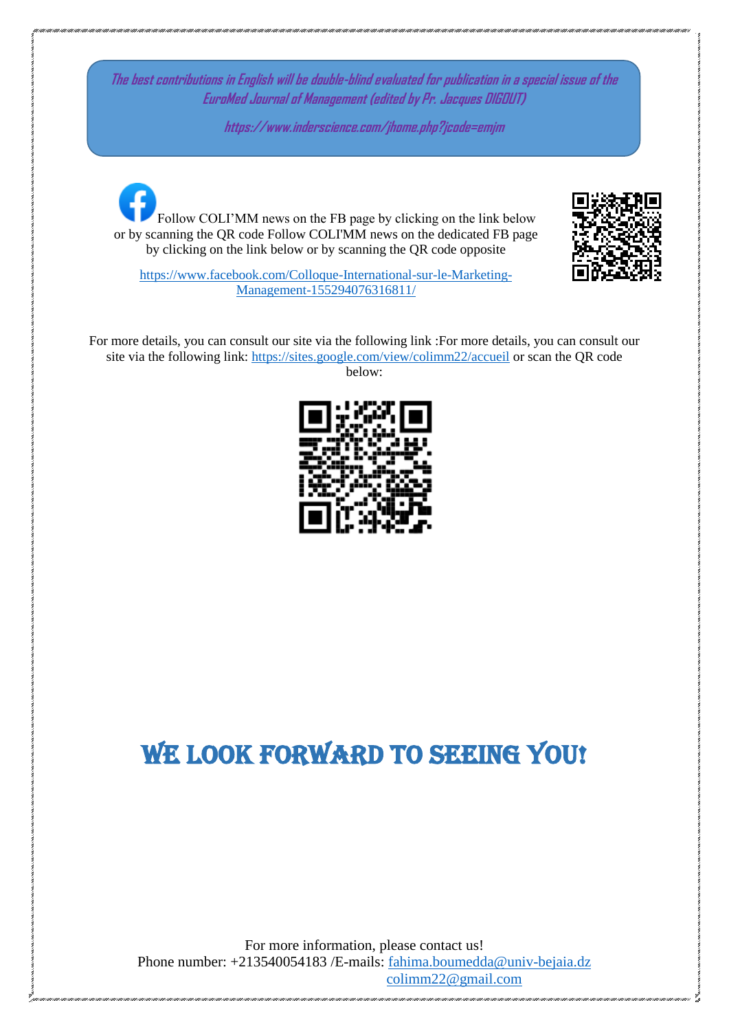*The best contributions in English will be double-blind evaluated for publication in a special issue of the EuroMed Journal of Management (edited by Pr. Jacques DIGOUT)*

*https://www.inderscience.com/jhome.php?jcode=emjm*

Follow COLI'MM news on the FB page by clicking on the link below or by scanning the QR code Follow COLI'MM news on the dedicated FB page by clicking on the link below or by scanning the QR code opposite

https://www.facebook.com/Colloque-International-sur-le-Marketing-Management-155294076316811/

For more details, you can consult our site via the following link :For more details, you can consult our site via the following link: https://sites.google.com/view/colimm22/accueil or scan the QR code below:

# WE LOOK FORWARD TO SEEING YOU!

For more information, please contact us!
Phone number: +213540054183 /E-mails: fahima.boumedda@univ-bejaia.dz
colimm22@gmail.com